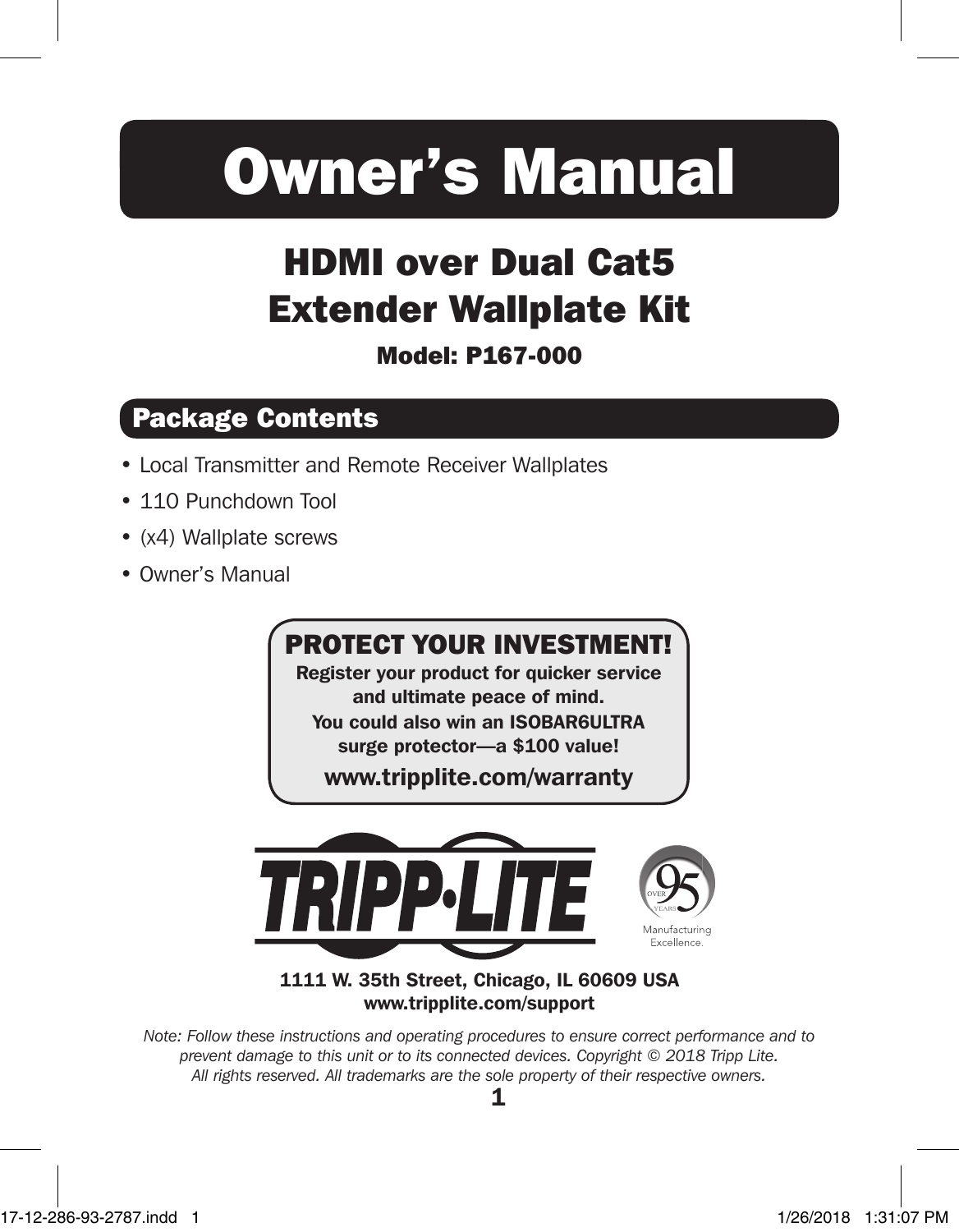# Owner's Manual

## HDMI over Dual Cat5 Extender Wallplate Kit

**Model: P167-000**

## Package Contents

- Local Transmitter and Remote Receiver Wallplates
- 110 Punchdown Tool
- (x4) Wallplate screws
- Owner's Manual

**PROTECT YOUR INVESTMENT!**

**Register your product for quicker service and ultimate peace of mind.**
**You could also win an ISOBAR6ULTRA surge protector—a $100 value!**

**www.tripplite.com/warranty**

**1111 W. 35th Street, Chicago, IL 60609 USA**
**www.tripplite.com/support**

*Note: Follow these instructions and operating procedures to ensure correct performance and to prevent damage to this unit or to its connected devices. Copyright © 2018 Tripp Lite. All rights reserved. All trademarks are the sole property of their respective owners.*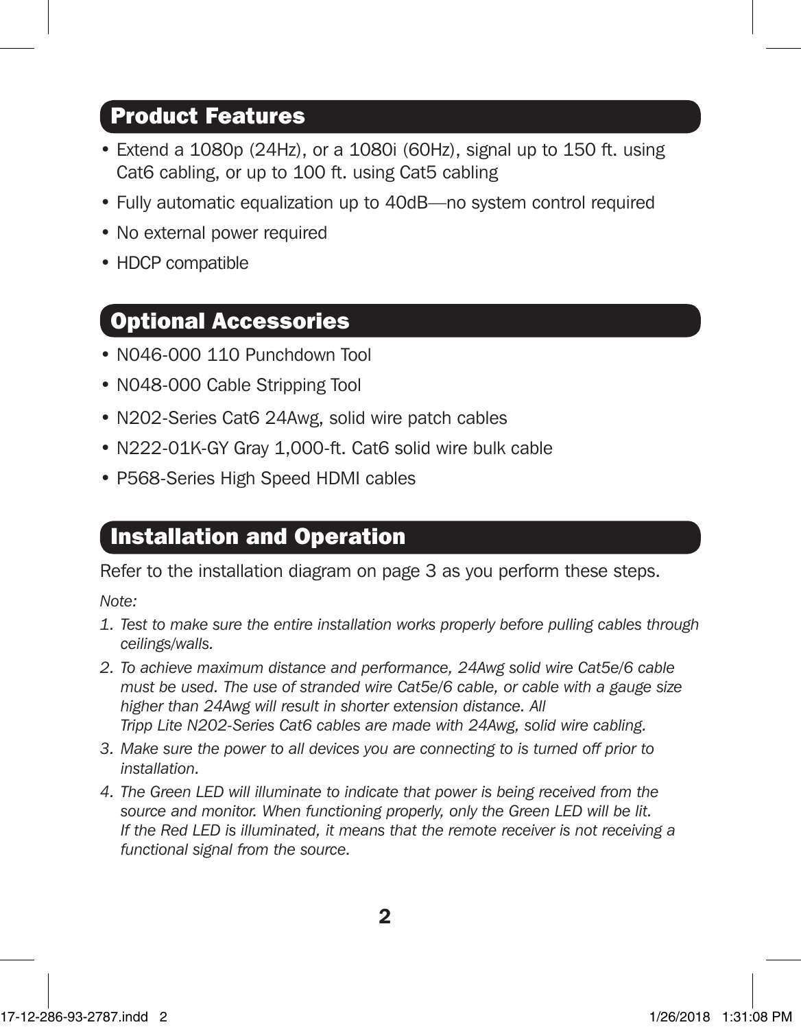## Product Features

- Extend a 1080p (24Hz), or a 1080i (60Hz), signal up to 150 ft. using Cat6 cabling, or up to 100 ft. using Cat5 cabling
- Fully automatic equalization up to 40dB—no system control required
- No external power required
- HDCP compatible

## Optional Accessories

- N046-000 110 Punchdown Tool
- N048-000 Cable Stripping Tool
- N202-Series Cat6 24Awg, solid wire patch cables
- N222-01K-GY Gray 1,000-ft. Cat6 solid wire bulk cable
- P568-Series High Speed HDMI cables

## Installation and Operation

Refer to the installation diagram on page 3 as you perform these steps.

*Note:*

1. *Test to make sure the entire installation works properly before pulling cables through ceilings/walls.*
2. *To achieve maximum distance and performance, 24Awg solid wire Cat5e/6 cable must be used. The use of stranded wire Cat5e/6 cable, or cable with a gauge size higher than 24Awg will result in shorter extension distance. All Tripp Lite N202-Series Cat6 cables are made with 24Awg, solid wire cabling.*
3. *Make sure the power to all devices you are connecting to is turned off prior to installation.*
4. *The Green LED will illuminate to indicate that power is being received from the source and monitor. When functioning properly, only the Green LED will be lit. If the Red LED is illuminated, it means that the remote receiver is not receiving a functional signal from the source.*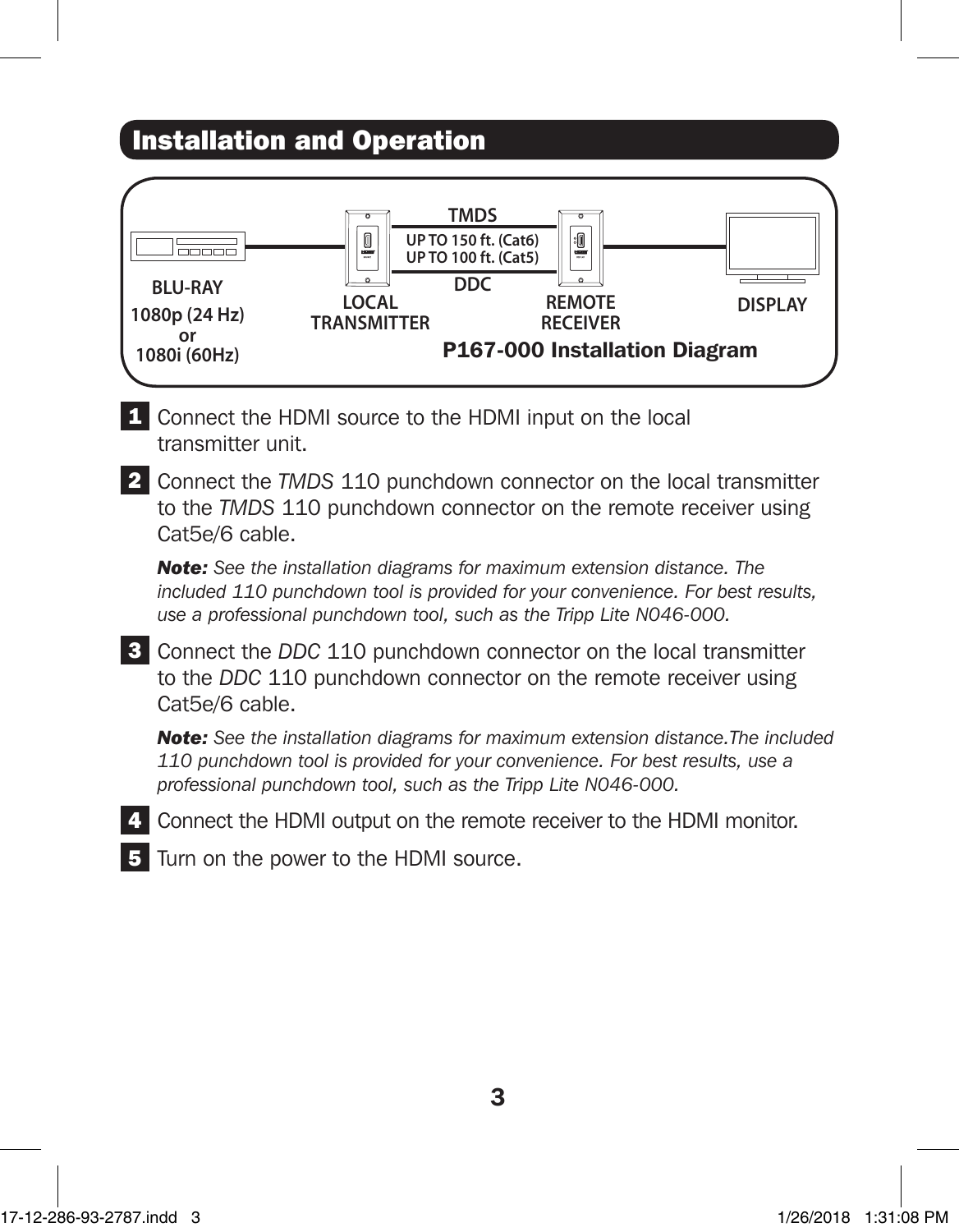## Installation and Operation

BLU-RAY
1080p (24 Hz)
or
1080i (60Hz)

LOCAL TRANSMITTER

TMDS

UP TO 150 ft. (Cat6)
UP TO 100 ft. (Cat5)

DDC

REMOTE RECEIVER

DISPLAY

**P167-000 Installation Diagram**

1. Connect the HDMI source to the HDMI input on the local transmitter unit.

2. Connect the *TMDS* 110 punchdown connector on the local transmitter to the *TMDS* 110 punchdown connector on the remote receiver using Cat5e/6 cable.

   ***Note:*** *See the installation diagrams for maximum extension distance. The included 110 punchdown tool is provided for your convenience. For best results, use a professional punchdown tool, such as the Tripp Lite N046-000.*

3. Connect the *DDC* 110 punchdown connector on the local transmitter to the *DDC* 110 punchdown connector on the remote receiver using Cat5e/6 cable.

   ***Note:*** *See the installation diagrams for maximum extension distance.The included 110 punchdown tool is provided for your convenience. For best results, use a professional punchdown tool, such as the Tripp Lite N046-000.*

4. Connect the HDMI output on the remote receiver to the HDMI monitor.

5. Turn on the power to the HDMI source.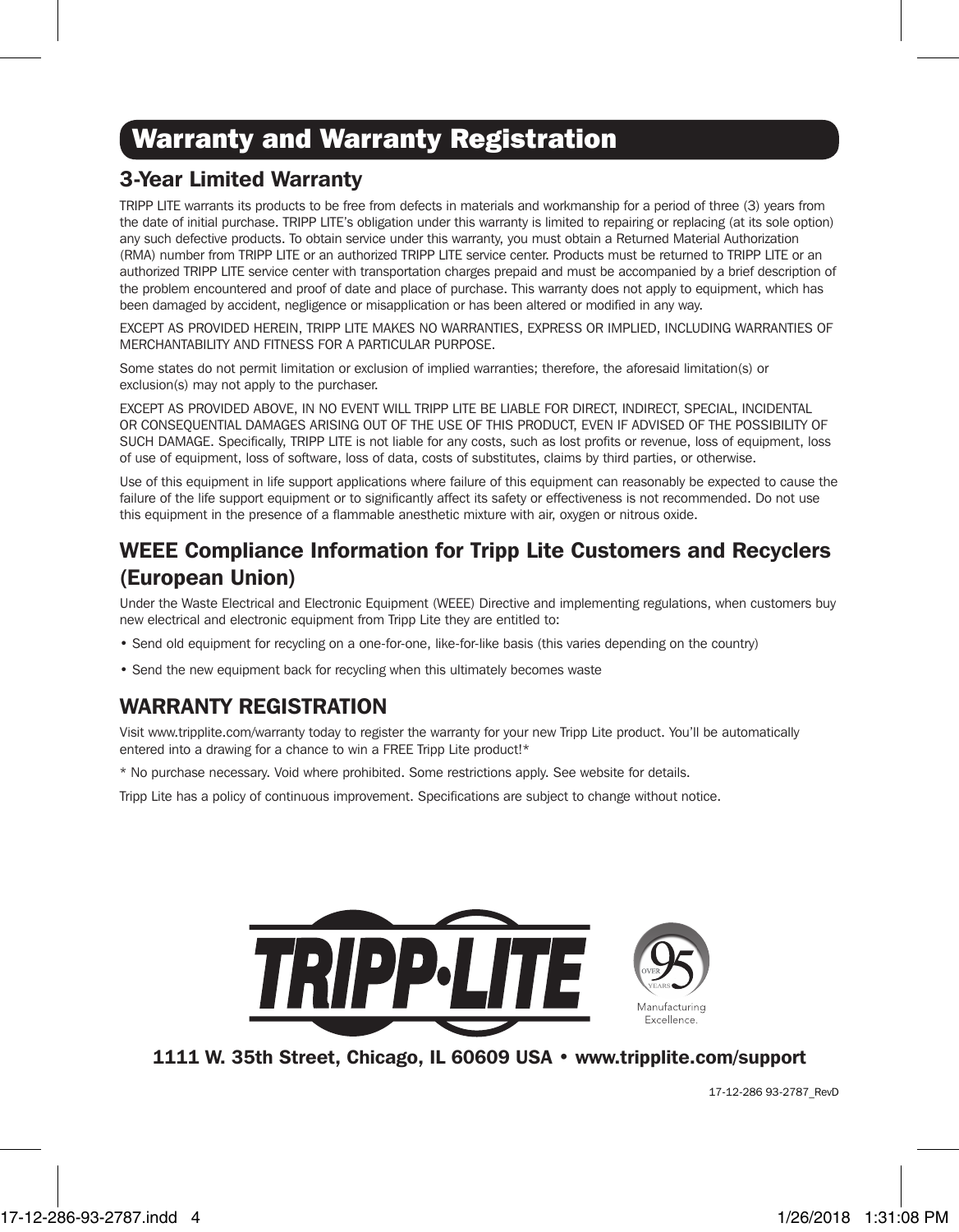# Warranty and Warranty Registration

## 3-Year Limited Warranty

TRIPP LITE warrants its products to be free from defects in materials and workmanship for a period of three (3) years from the date of initial purchase. TRIPP LITE's obligation under this warranty is limited to repairing or replacing (at its sole option) any such defective products. To obtain service under this warranty, you must obtain a Returned Material Authorization (RMA) number from TRIPP LITE or an authorized TRIPP LITE service center. Products must be returned to TRIPP LITE or an authorized TRIPP LITE service center with transportation charges prepaid and must be accompanied by a brief description of the problem encountered and proof of date and place of purchase. This warranty does not apply to equipment, which has been damaged by accident, negligence or misapplication or has been altered or modified in any way.

EXCEPT AS PROVIDED HEREIN, TRIPP LITE MAKES NO WARRANTIES, EXPRESS OR IMPLIED, INCLUDING WARRANTIES OF MERCHANTABILITY AND FITNESS FOR A PARTICULAR PURPOSE.

Some states do not permit limitation or exclusion of implied warranties; therefore, the aforesaid limitation(s) or exclusion(s) may not apply to the purchaser.

EXCEPT AS PROVIDED ABOVE, IN NO EVENT WILL TRIPP LITE BE LIABLE FOR DIRECT, INDIRECT, SPECIAL, INCIDENTAL OR CONSEQUENTIAL DAMAGES ARISING OUT OF THE USE OF THIS PRODUCT, EVEN IF ADVISED OF THE POSSIBILITY OF SUCH DAMAGE. Specifically, TRIPP LITE is not liable for any costs, such as lost profits or revenue, loss of equipment, loss of use of equipment, loss of software, loss of data, costs of substitutes, claims by third parties, or otherwise.

Use of this equipment in life support applications where failure of this equipment can reasonably be expected to cause the failure of the life support equipment or to significantly affect its safety or effectiveness is not recommended. Do not use this equipment in the presence of a flammable anesthetic mixture with air, oxygen or nitrous oxide.

## WEEE Compliance Information for Tripp Lite Customers and Recyclers (European Union)

Under the Waste Electrical and Electronic Equipment (WEEE) Directive and implementing regulations, when customers buy new electrical and electronic equipment from Tripp Lite they are entitled to:

- Send old equipment for recycling on a one-for-one, like-for-like basis (this varies depending on the country)
- Send the new equipment back for recycling when this ultimately becomes waste

## WARRANTY REGISTRATION

Visit www.tripplite.com/warranty today to register the warranty for your new Tripp Lite product. You'll be automatically entered into a drawing for a chance to win a FREE Tripp Lite product!*

* No purchase necessary. Void where prohibited. Some restrictions apply. See website for details.

Tripp Lite has a policy of continuous improvement. Specifications are subject to change without notice.

TRIPP·LITE

OVER 95 YEARS Manufacturing Excellence.

**1111 W. 35th Street, Chicago, IL 60609 USA • www.tripplite.com/support**

17-12-286 93-2787_RevD